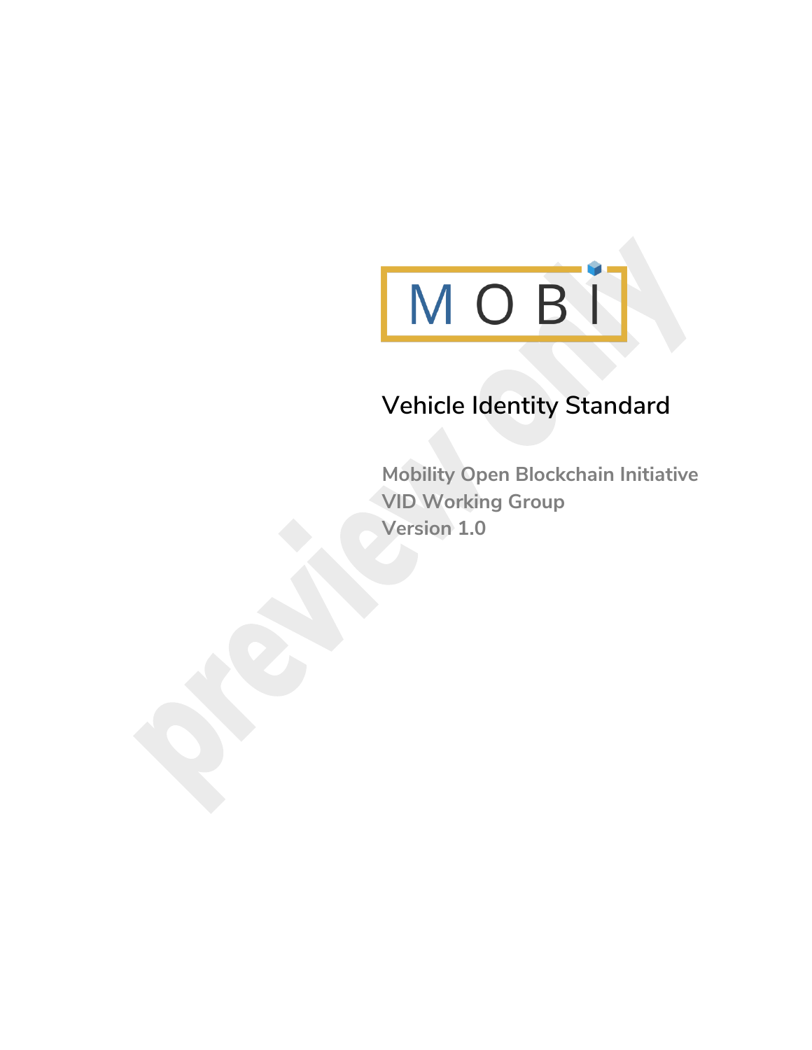M O B I

# Vehicle Identity Standard

**Mobility Open Blockchain Initiative**
**VID Working Group**
**Version 1.0**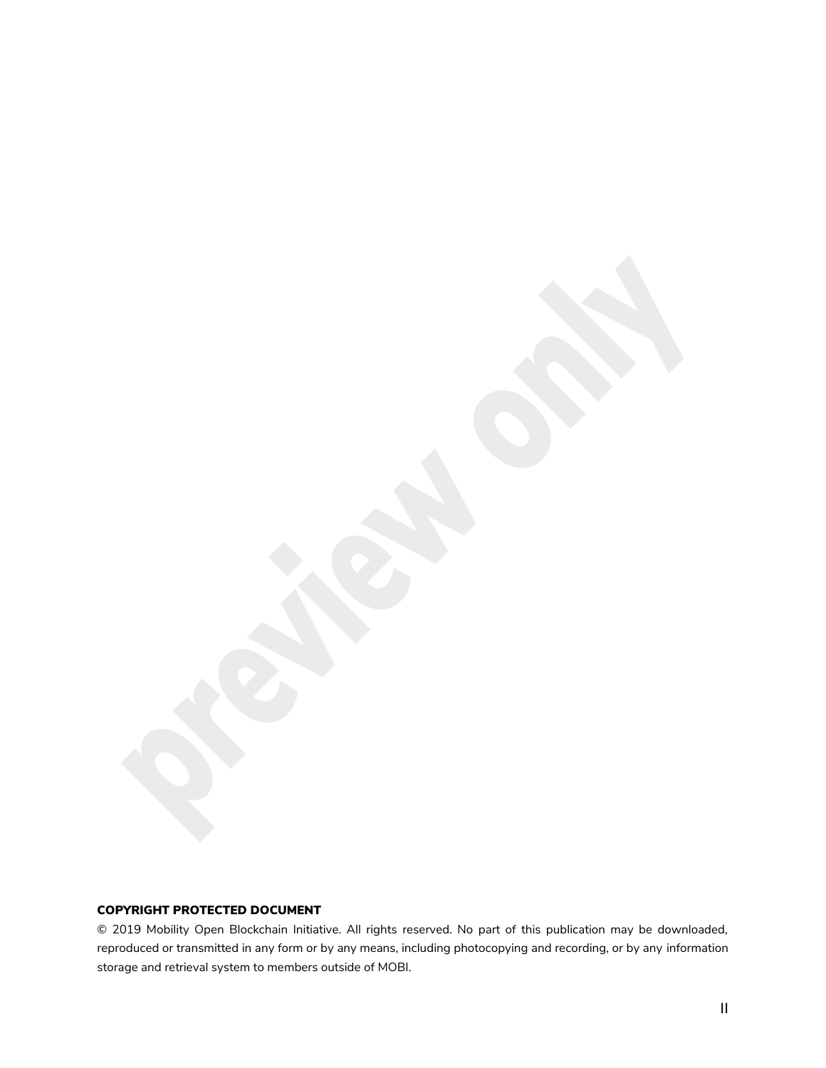**COPYRIGHT PROTECTED DOCUMENT**

© 2019 Mobility Open Blockchain Initiative. All rights reserved. No part of this publication may be downloaded, reproduced or transmitted in any form or by any means, including photocopying and recording, or by any information storage and retrieval system to members outside of MOBI.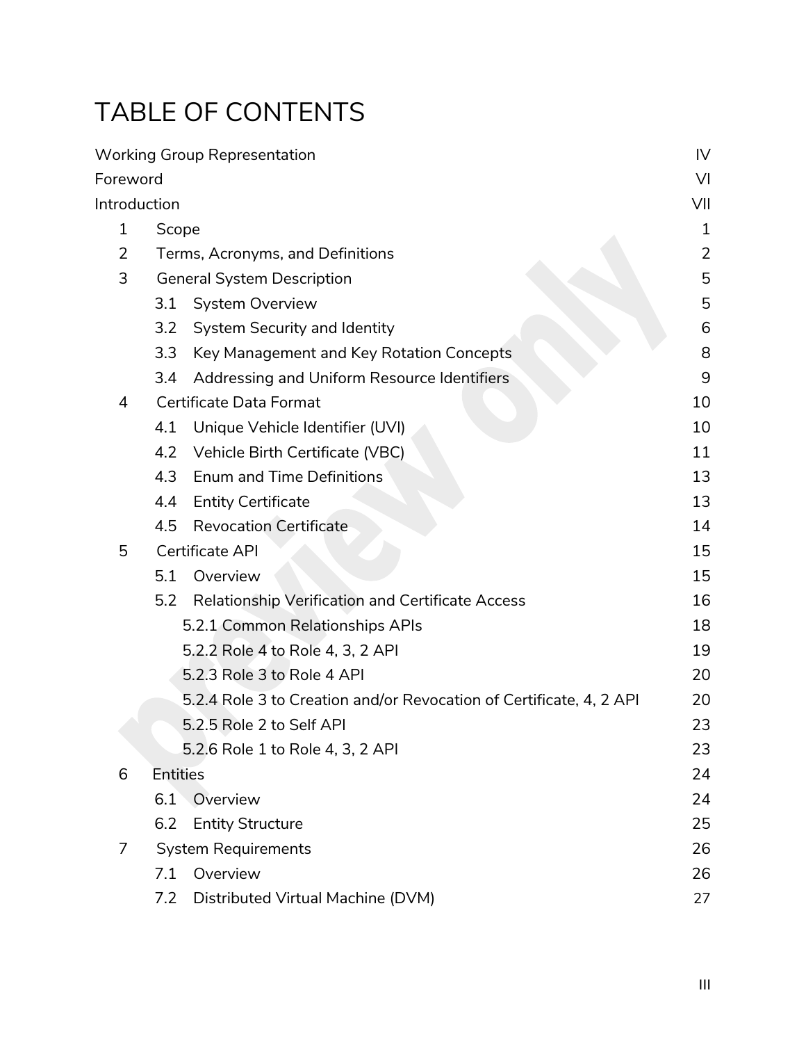# TABLE OF CONTENTS

- Working Group Representation IV
- Foreword VI
- Introduction VII
- 1 Scope 1
- 2 Terms, Acronyms, and Definitions 2
- 3 General System Description 5
  - 3.1 System Overview 5
  - 3.2 System Security and Identity 6
  - 3.3 Key Management and Key Rotation Concepts 8
  - 3.4 Addressing and Uniform Resource Identifiers 9
- 4 Certificate Data Format 10
  - 4.1 Unique Vehicle Identifier (UVI) 10
  - 4.2 Vehicle Birth Certificate (VBC) 11
  - 4.3 Enum and Time Definitions 13
  - 4.4 Entity Certificate 13
  - 4.5 Revocation Certificate 14
- 5 Certificate API 15
  - 5.1 Overview 15
  - 5.2 Relationship Verification and Certificate Access 16
    - 5.2.1 Common Relationships APIs 18
    - 5.2.2 Role 4 to Role 4, 3, 2 API 19
    - 5.2.3 Role 3 to Role 4 API 20
    - 5.2.4 Role 3 to Creation and/or Revocation of Certificate, 4, 2 API 20
    - 5.2.5 Role 2 to Self API 23
    - 5.2.6 Role 1 to Role 4, 3, 2 API 23
- 6 Entities 24
  - 6.1 Overview 24
  - 6.2 Entity Structure 25
- 7 System Requirements 26
  - 7.1 Overview 26
  - 7.2 Distributed Virtual Machine (DVM) 27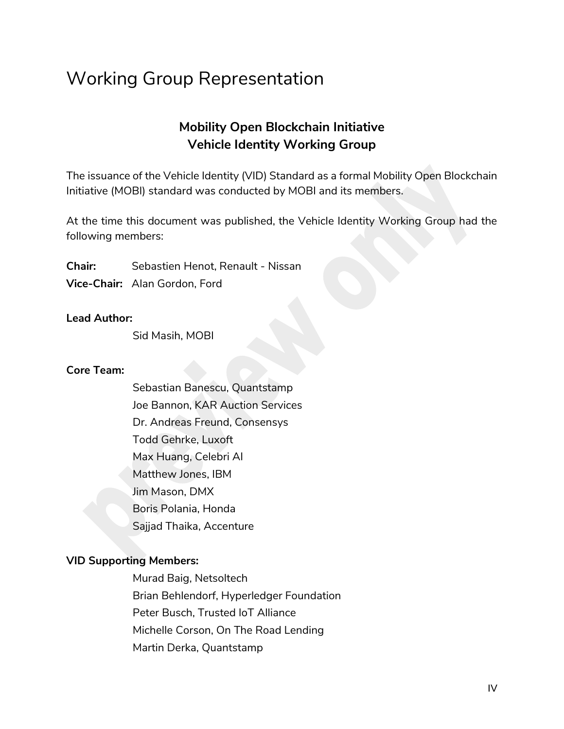# Working Group Representation

**Mobility Open Blockchain Initiative**
**Vehicle Identity Working Group**

The issuance of the Vehicle Identity (VID) Standard as a formal Mobility Open Blockchain Initiative (MOBI) standard was conducted by MOBI and its members.

At the time this document was published, the Vehicle Identity Working Group had the following members:

**Chair:** Sebastien Henot, Renault - Nissan
**Vice-Chair:** Alan Gordon, Ford

**Lead Author:**

Sid Masih, MOBI

**Core Team:**

Sebastian Banescu, Quantstamp
Joe Bannon, KAR Auction Services
Dr. Andreas Freund, Consensys
Todd Gehrke, Luxoft
Max Huang, Celebri AI
Matthew Jones, IBM
Jim Mason, DMX
Boris Polania, Honda
Sajjad Thaika, Accenture

**VID Supporting Members:**

Murad Baig, Netsoltech
Brian Behlendorf, Hyperledger Foundation
Peter Busch, Trusted IoT Alliance
Michelle Corson, On The Road Lending
Martin Derka, Quantstamp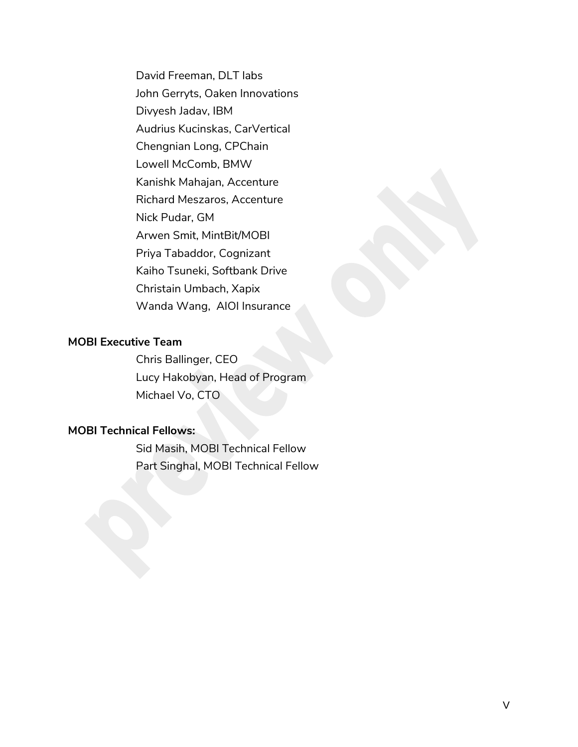David Freeman, DLT labs
John Gerryts, Oaken Innovations
Divyesh Jadav, IBM
Audrius Kucinskas, CarVertical
Chengnian Long, CPChain
Lowell McComb, BMW
Kanishk Mahajan, Accenture
Richard Meszaros, Accenture
Nick Pudar, GM
Arwen Smit, MintBit/MOBI
Priya Tabaddor, Cognizant
Kaiho Tsuneki, Softbank Drive
Christain Umbach, Xapix
Wanda Wang, AIOI Insurance

**MOBI Executive Team**

Chris Ballinger, CEO
Lucy Hakobyan, Head of Program
Michael Vo, CTO

**MOBI Technical Fellows:**

Sid Masih, MOBI Technical Fellow
Part Singhal, MOBI Technical Fellow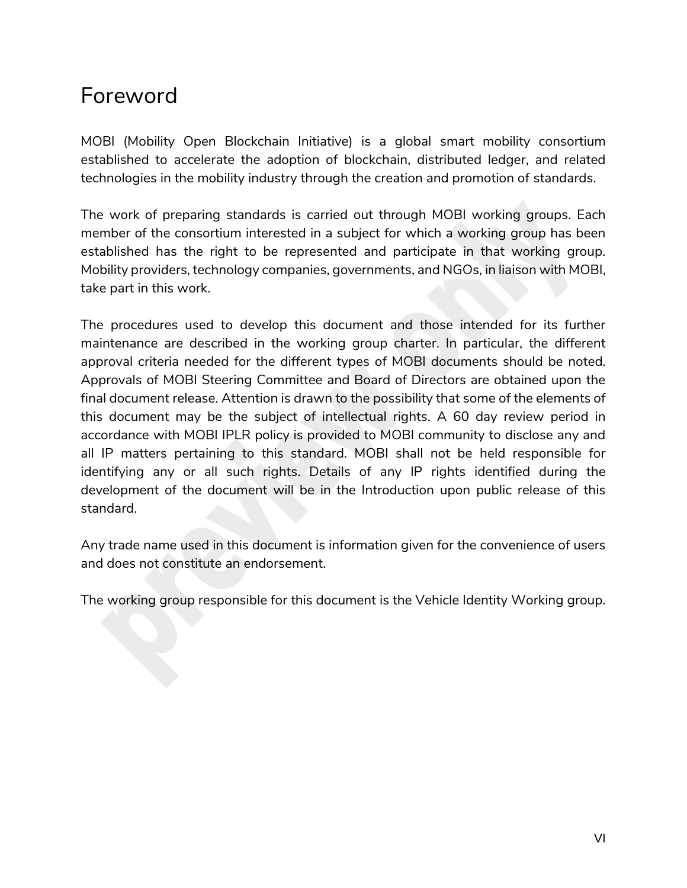# Foreword

MOBI (Mobility Open Blockchain Initiative) is a global smart mobility consortium established to accelerate the adoption of blockchain, distributed ledger, and related technologies in the mobility industry through the creation and promotion of standards.

The work of preparing standards is carried out through MOBI working groups. Each member of the consortium interested in a subject for which a working group has been established has the right to be represented and participate in that working group. Mobility providers, technology companies, governments, and NGOs, in liaison with MOBI, take part in this work.

The procedures used to develop this document and those intended for its further maintenance are described in the working group charter. In particular, the different approval criteria needed for the different types of MOBI documents should be noted. Approvals of MOBI Steering Committee and Board of Directors are obtained upon the final document release. Attention is drawn to the possibility that some of the elements of this document may be the subject of intellectual rights. A 60 day review period in accordance with MOBI IPLR policy is provided to MOBI community to disclose any and all IP matters pertaining to this standard. MOBI shall not be held responsible for identifying any or all such rights. Details of any IP rights identified during the development of the document will be in the Introduction upon public release of this standard.

Any trade name used in this document is information given for the convenience of users and does not constitute an endorsement.

The working group responsible for this document is the Vehicle Identity Working group.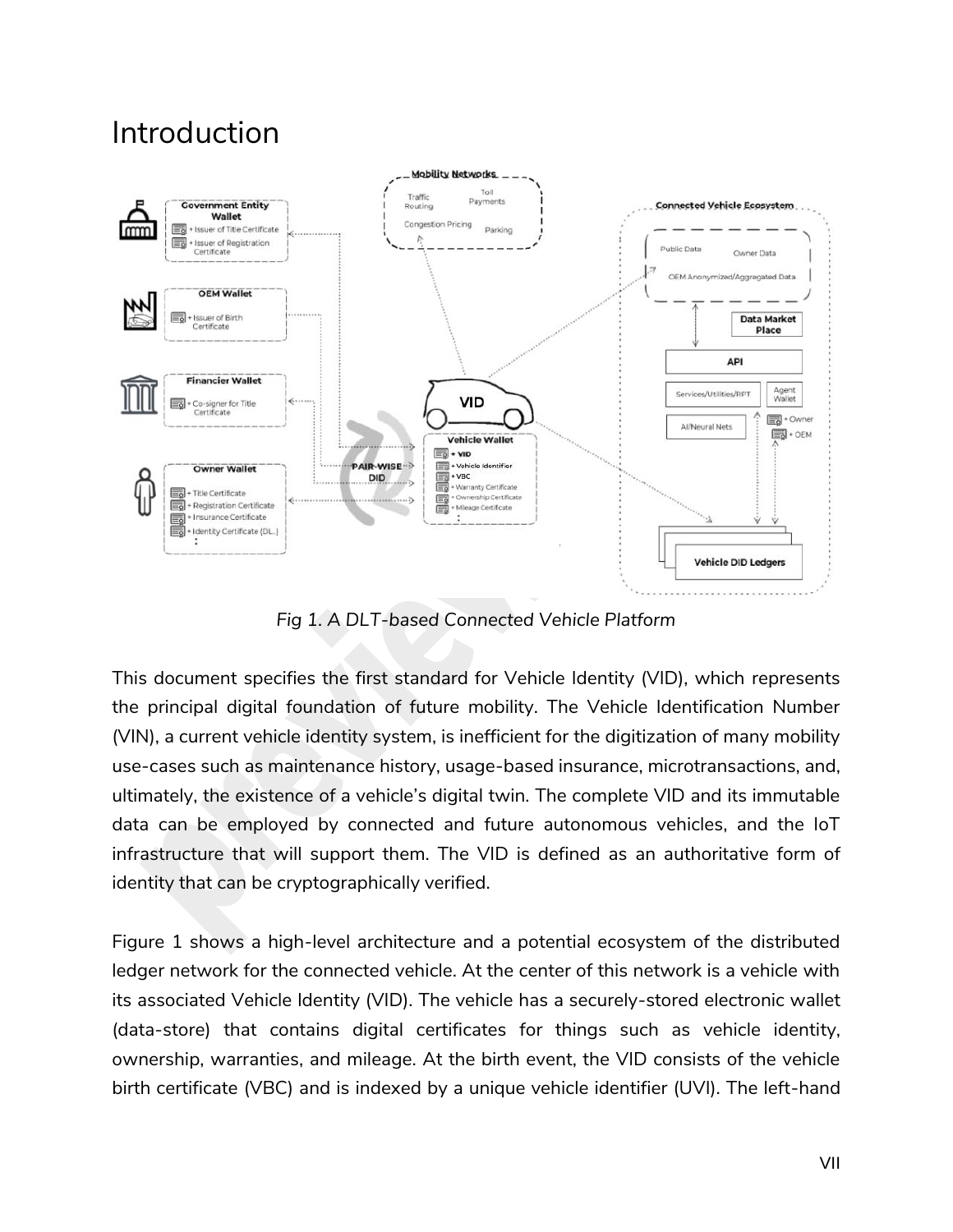# Introduction

*Fig 1. A DLT-based Connected Vehicle Platform*

This document specifies the first standard for Vehicle Identity (VID), which represents the principal digital foundation of future mobility. The Vehicle Identification Number (VIN), a current vehicle identity system, is inefficient for the digitization of many mobility use-cases such as maintenance history, usage-based insurance, microtransactions, and, ultimately, the existence of a vehicle's digital twin. The complete VID and its immutable data can be employed by connected and future autonomous vehicles, and the IoT infrastructure that will support them. The VID is defined as an authoritative form of identity that can be cryptographically verified.

Figure 1 shows a high-level architecture and a potential ecosystem of the distributed ledger network for the connected vehicle. At the center of this network is a vehicle with its associated Vehicle Identity (VID). The vehicle has a securely-stored electronic wallet (data-store) that contains digital certificates for things such as vehicle identity, ownership, warranties, and mileage. At the birth event, the VID consists of the vehicle birth certificate (VBC) and is indexed by a unique vehicle identifier (UVI). The left-hand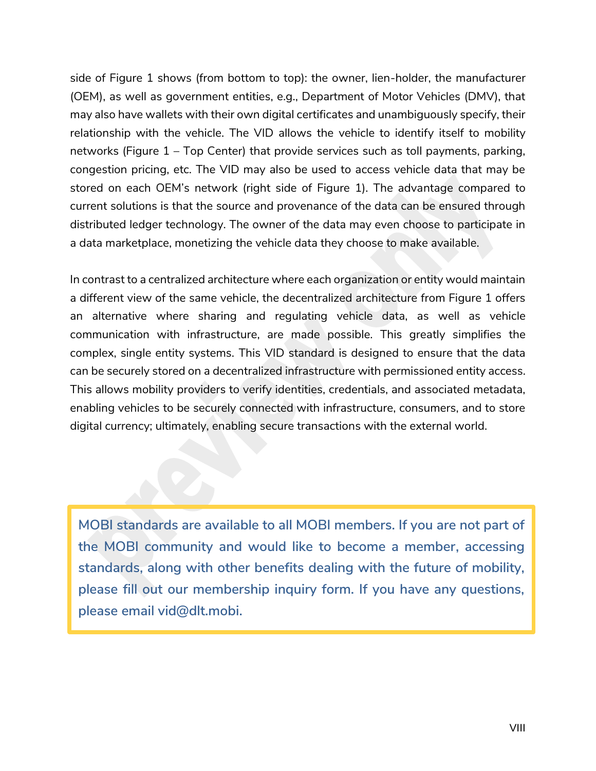side of Figure 1 shows (from bottom to top): the owner, lien-holder, the manufacturer (OEM), as well as government entities, e.g., Department of Motor Vehicles (DMV), that may also have wallets with their own digital certificates and unambiguously specify, their relationship with the vehicle. The VID allows the vehicle to identify itself to mobility networks (Figure 1 – Top Center) that provide services such as toll payments, parking, congestion pricing, etc. The VID may also be used to access vehicle data that may be stored on each OEM's network (right side of Figure 1). The advantage compared to current solutions is that the source and provenance of the data can be ensured through distributed ledger technology. The owner of the data may even choose to participate in a data marketplace, monetizing the vehicle data they choose to make available.

In contrast to a centralized architecture where each organization or entity would maintain a different view of the same vehicle, the decentralized architecture from Figure 1 offers an alternative where sharing and regulating vehicle data, as well as vehicle communication with infrastructure, are made possible. This greatly simplifies the complex, single entity systems. This VID standard is designed to ensure that the data can be securely stored on a decentralized infrastructure with permissioned entity access. This allows mobility providers to verify identities, credentials, and associated metadata, enabling vehicles to be securely connected with infrastructure, consumers, and to store digital currency; ultimately, enabling secure transactions with the external world.

MOBI standards are available to all MOBI members. If you are not part of the MOBI community and would like to become a member, accessing standards, along with other benefits dealing with the future of mobility, please fill out our membership inquiry form. If you have any questions, please email vid@dlt.mobi.